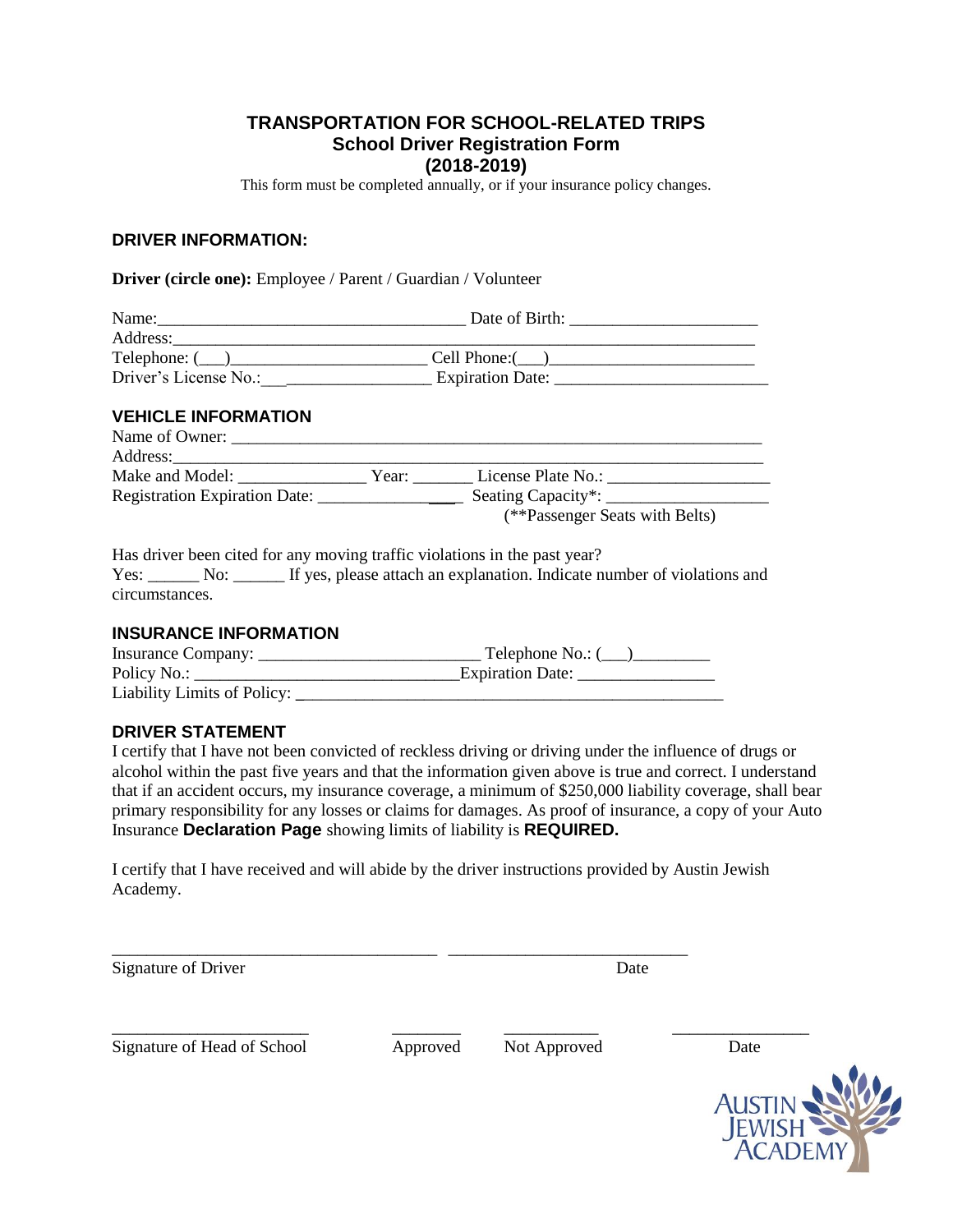# TRANSPORTATION FOR SCHOOL-RELATED TRIPS
## School Driver Registration Form
## (2018-2019)

This form must be completed annually, or if your insurance policy changes.

### DRIVER INFORMATION:

**Driver (circle one):** Employee / Parent / Guardian / Volunteer

Name:___________________________________ Date of Birth: ______________________
Address:______________________________________________________________________
Telephone: (___)______________________ Cell Phone:(___)________________________
Driver's License No.:___________________ Expiration Date: _________________________

### VEHICLE INFORMATION

Name of Owner: _______________________________________________________________
Address:______________________________________________________________________
Make and Model: _______________ Year: _______ License Plate No.: ___________________
Registration Expiration Date: _________________ Seating Capacity*: ___________________
(**Passenger Seats with Belts)

Has driver been cited for any moving traffic violations in the past year?
Yes: ______ No: ______ If yes, please attach an explanation. Indicate number of violations and circumstances.

### INSURANCE INFORMATION

Insurance Company: __________________________ Telephone No.: (___)_________
Policy No.: _______________________________Expiration Date: ________________
Liability Limits of Policy: ____________________________________________________

### DRIVER STATEMENT

I certify that I have not been convicted of reckless driving or driving under the influence of drugs or alcohol within the past five years and that the information given above is true and correct. I understand that if an accident occurs, my insurance coverage, a minimum of $250,000 liability coverage, shall bear primary responsibility for any losses or claims for damages. As proof of insurance, a copy of your Auto Insurance **Declaration Page** showing limits of liability is **REQUIRED.**

I certify that I have received and will abide by the driver instructions provided by Austin Jewish Academy.

______________________________________ ____________________________
Signature of Driver Date

_______________________ ________ ___________ ________________
Signature of Head of School Approved Not Approved Date

AUSTIN JEWISH ACADEMY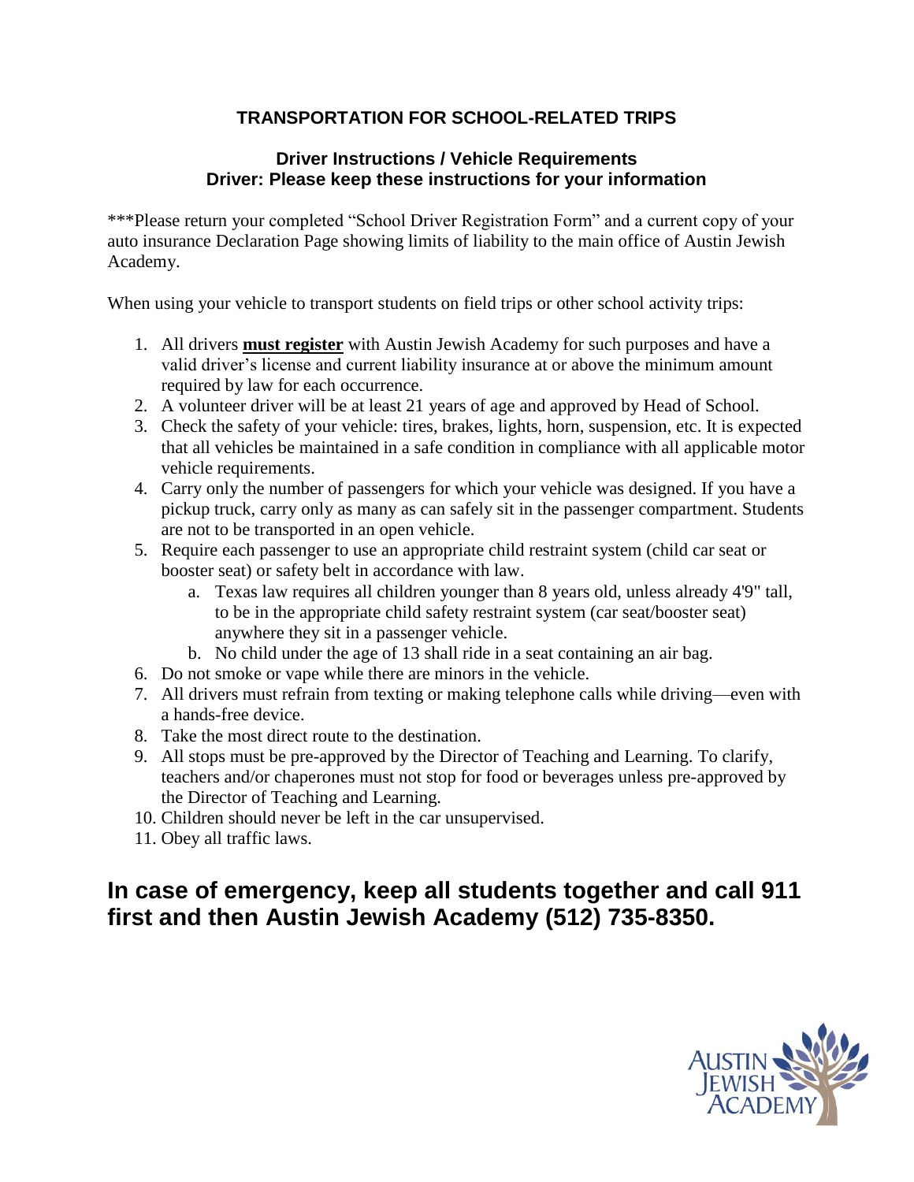## TRANSPORTATION FOR SCHOOL-RELATED TRIPS

### Driver Instructions / Vehicle Requirements
### Driver: Please keep these instructions for your information

***Please return your completed "School Driver Registration Form" and a current copy of your auto insurance Declaration Page showing limits of liability to the main office of Austin Jewish Academy.

When using your vehicle to transport students on field trips or other school activity trips:

1. All drivers **must register** with Austin Jewish Academy for such purposes and have a valid driver's license and current liability insurance at or above the minimum amount required by law for each occurrence.
2. A volunteer driver will be at least 21 years of age and approved by Head of School.
3. Check the safety of your vehicle: tires, brakes, lights, horn, suspension, etc. It is expected that all vehicles be maintained in a safe condition in compliance with all applicable motor vehicle requirements.
4. Carry only the number of passengers for which your vehicle was designed. If you have a pickup truck, carry only as many as can safely sit in the passenger compartment. Students are not to be transported in an open vehicle.
5. Require each passenger to use an appropriate child restraint system (child car seat or booster seat) or safety belt in accordance with law.
   a. Texas law requires all children younger than 8 years old, unless already 4'9" tall, to be in the appropriate child safety restraint system (car seat/booster seat) anywhere they sit in a passenger vehicle.
   b. No child under the age of 13 shall ride in a seat containing an air bag.
6. Do not smoke or vape while there are minors in the vehicle.
7. All drivers must refrain from texting or making telephone calls while driving—even with a hands-free device.
8. Take the most direct route to the destination.
9. All stops must be pre-approved by the Director of Teaching and Learning. To clarify, teachers and/or chaperones must not stop for food or beverages unless pre-approved by the Director of Teaching and Learning.
10. Children should never be left in the car unsupervised.
11. Obey all traffic laws.

## In case of emergency, keep all students together and call 911 first and then Austin Jewish Academy (512) 735-8350.

AUSTIN JEWISH ACADEMY